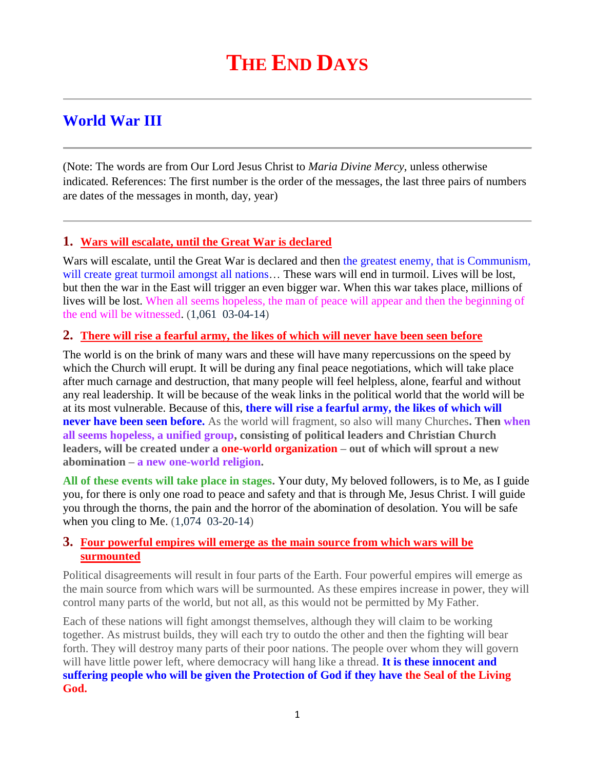# The End Days

## World War III

(Note: The words are from Our Lord Jesus Christ to *Maria Divine Mercy*, unless otherwise indicated. References: The first number is the order of the messages, the last three pairs of numbers are dates of the messages in month, day, year)

### 1. Wars will escalate, until the Great War is declared

Wars will escalate, until the Great War is declared and then the greatest enemy, that is Communism, will create great turmoil amongst all nations… These wars will end in turmoil. Lives will be lost, but then the war in the East will trigger an even bigger war. When this war takes place, millions of lives will be lost. When all seems hopeless, the man of peace will appear and then the beginning of the end will be witnessed. (1,061 03-04-14)

### 2. There will rise a fearful army, the likes of which will never have been seen before

The world is on the brink of many wars and these will have many repercussions on the speed by which the Church will erupt. It will be during any final peace negotiations, which will take place after much carnage and destruction, that many people will feel helpless, alone, fearful and without any real leadership. It will be because of the weak links in the political world that the world will be at its most vulnerable. Because of this, **there will rise a fearful army, the likes of which will never have been seen before.** As the world will fragment, so also will many Churches**. Then when all seems hopeless, a unified group, consisting of political leaders and Christian Church leaders, will be created under a one-world organization – out of which will sprout a new abomination – a new one-world religion.**

**All of these events will take place in stages.** Your duty, My beloved followers, is to Me, as I guide you, for there is only one road to peace and safety and that is through Me, Jesus Christ. I will guide you through the thorns, the pain and the horror of the abomination of desolation. You will be safe when you cling to Me. (1,074 03-20-14)

### 3. Four powerful empires will emerge as the main source from which wars will be surmounted

Political disagreements will result in four parts of the Earth. Four powerful empires will emerge as the main source from which wars will be surmounted. As these empires increase in power, they will control many parts of the world, but not all, as this would not be permitted by My Father.

Each of these nations will fight amongst themselves, although they will claim to be working together. As mistrust builds, they will each try to outdo the other and then the fighting will bear forth. They will destroy many parts of their poor nations. The people over whom they will govern will have little power left, where democracy will hang like a thread. **It is these innocent and suffering people who will be given the Protection of God if they have the Seal of the Living God.**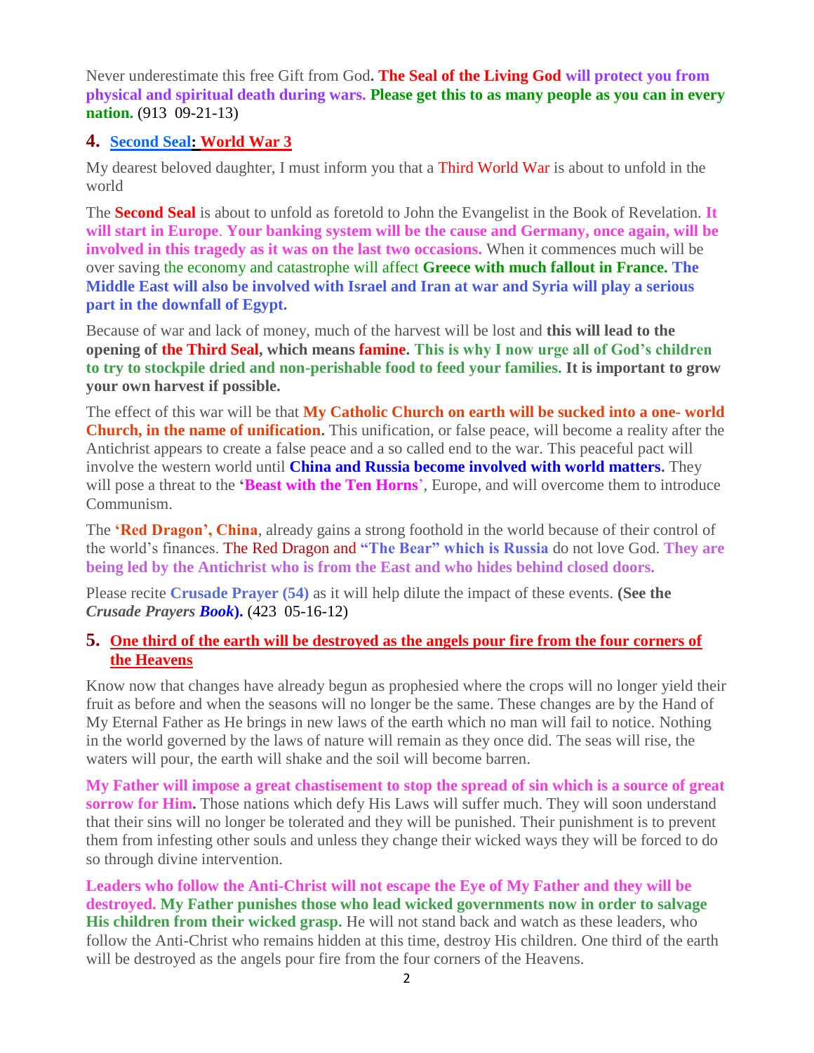Never underestimate this free Gift from God**. The Seal of the Living God will protect you from physical and spiritual death during wars. Please get this to as many people as you can in every nation.** (913 09-21-13)

## 4. Second Seal: World War 3

My dearest beloved daughter, I must inform you that a Third World War is about to unfold in the world

The **Second Seal** is about to unfold as foretold to John the Evangelist in the Book of Revelation. **It will start in Europe**. **Your banking system will be the cause and Germany, once again, will be involved in this tragedy as it was on the last two occasions.** When it commences much will be over saving the economy and catastrophe will affect **Greece with much fallout in France. The Middle East will also be involved with Israel and Iran at war and Syria will play a serious part in the downfall of Egypt.**

Because of war and lack of money, much of the harvest will be lost and **this will lead to the opening of the Third Seal, which means famine. This is why I now urge all of God's children to try to stockpile dried and non-perishable food to feed your families. It is important to grow your own harvest if possible.**

The effect of this war will be that **My Catholic Church on earth will be sucked into a one- world Church, in the name of unification.** This unification, or false peace, will become a reality after the Antichrist appears to create a false peace and a so called end to the war. This peaceful pact will involve the western world until **China and Russia become involved with world matters.** They will pose a threat to the '**Beast with the Ten Horns**', Europe, and will overcome them to introduce Communism.

The **'Red Dragon', China**, already gains a strong foothold in the world because of their control of the world's finances. The Red Dragon and **"The Bear" which is Russia** do not love God. **They are being led by the Antichrist who is from the East and who hides behind closed doors.**

Please recite **Crusade Prayer (54)** as it will help dilute the impact of these events. **(See the *Crusade Prayers Book*).** (423 05-16-12)

## 5. One third of the earth will be destroyed as the angels pour fire from the four corners of the Heavens

Know now that changes have already begun as prophesied where the crops will no longer yield their fruit as before and when the seasons will no longer be the same. These changes are by the Hand of My Eternal Father as He brings in new laws of the earth which no man will fail to notice. Nothing in the world governed by the laws of nature will remain as they once did. The seas will rise, the waters will pour, the earth will shake and the soil will become barren.

**My Father will impose a great chastisement to stop the spread of sin which is a source of great sorrow for Him.** Those nations which defy His Laws will suffer much. They will soon understand that their sins will no longer be tolerated and they will be punished. Their punishment is to prevent them from infesting other souls and unless they change their wicked ways they will be forced to do so through divine intervention.

**Leaders who follow the Anti-Christ will not escape the Eye of My Father and they will be destroyed. My Father punishes those who lead wicked governments now in order to salvage His children from their wicked grasp.** He will not stand back and watch as these leaders, who follow the Anti-Christ who remains hidden at this time, destroy His children. One third of the earth will be destroyed as the angels pour fire from the four corners of the Heavens.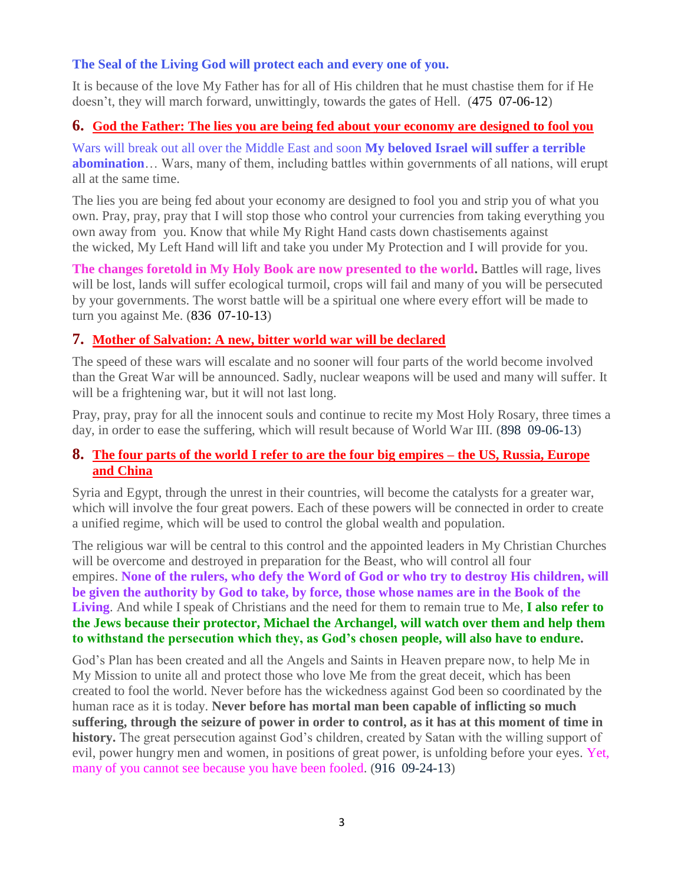**The Seal of the Living God will protect each and every one of you.**

It is because of the love My Father has for all of His children that he must chastise them for if He doesn't, they will march forward, unwittingly, towards the gates of Hell. (475 07-06-12)

## 6. God the Father: The lies you are being fed about your economy are designed to fool you

Wars will break out all over the Middle East and soon **My beloved Israel will suffer a terrible abomination**… Wars, many of them, including battles within governments of all nations, will erupt all at the same time.

The lies you are being fed about your economy are designed to fool you and strip you of what you own. Pray, pray, pray that I will stop those who control your currencies from taking everything you own away from you. Know that while My Right Hand casts down chastisements against the wicked, My Left Hand will lift and take you under My Protection and I will provide for you.

**The changes foretold in My Holy Book are now presented to the world.** Battles will rage, lives will be lost, lands will suffer ecological turmoil, crops will fail and many of you will be persecuted by your governments. The worst battle will be a spiritual one where every effort will be made to turn you against Me. (836 07-10-13)

## 7. Mother of Salvation: A new, bitter world war will be declared

The speed of these wars will escalate and no sooner will four parts of the world become involved than the Great War will be announced. Sadly, nuclear weapons will be used and many will suffer. It will be a frightening war, but it will not last long.

Pray, pray, pray for all the innocent souls and continue to recite my Most Holy Rosary, three times a day, in order to ease the suffering, which will result because of World War III. (898 09-06-13)

## 8. The four parts of the world I refer to are the four big empires – the US, Russia, Europe and China

Syria and Egypt, through the unrest in their countries, will become the catalysts for a greater war, which will involve the four great powers. Each of these powers will be connected in order to create a unified regime, which will be used to control the global wealth and population.

The religious war will be central to this control and the appointed leaders in My Christian Churches will be overcome and destroyed in preparation for the Beast, who will control all four empires. **None of the rulers, who defy the Word of God or who try to destroy His children, will be given the authority by God to take, by force, those whose names are in the Book of the Living**. And while I speak of Christians and the need for them to remain true to Me, **I also refer to the Jews because their protector, Michael the Archangel, will watch over them and help them to withstand the persecution which they, as God's chosen people, will also have to endure.**

God's Plan has been created and all the Angels and Saints in Heaven prepare now, to help Me in My Mission to unite all and protect those who love Me from the great deceit, which has been created to fool the world. Never before has the wickedness against God been so coordinated by the human race as it is today. **Never before has mortal man been capable of inflicting so much suffering, through the seizure of power in order to control, as it has at this moment of time in history.** The great persecution against God's children, created by Satan with the willing support of evil, power hungry men and women, in positions of great power, is unfolding before your eyes. Yet, many of you cannot see because you have been fooled. (916 09-24-13)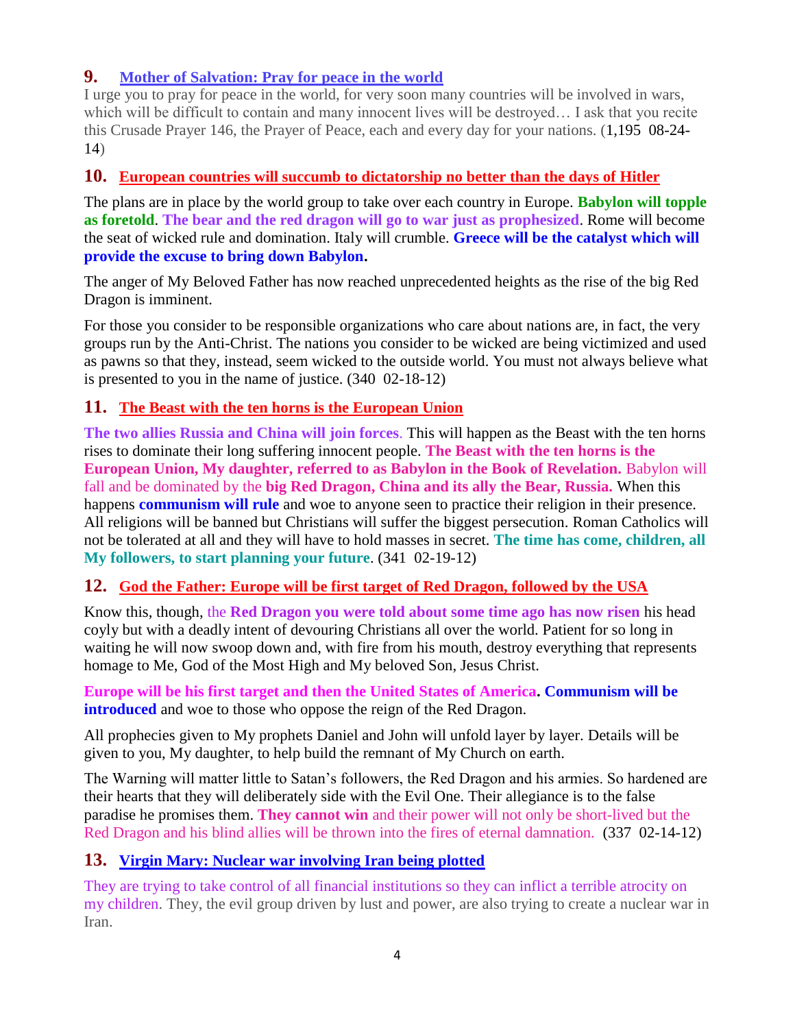### 9. Mother of Salvation: Pray for peace in the world

I urge you to pray for peace in the world, for very soon many countries will be involved in wars, which will be difficult to contain and many innocent lives will be destroyed… I ask that you recite this Crusade Prayer 146, the Prayer of Peace, each and every day for your nations. (1,195 08-24-14)

### 10. European countries will succumb to dictatorship no better than the days of Hitler

The plans are in place by the world group to take over each country in Europe. **Babylon will topple as foretold**. **The bear and the red dragon will go to war just as prophesized**. Rome will become the seat of wicked rule and domination. Italy will crumble. **Greece will be the catalyst which will provide the excuse to bring down Babylon.**

The anger of My Beloved Father has now reached unprecedented heights as the rise of the big Red Dragon is imminent.

For those you consider to be responsible organizations who care about nations are, in fact, the very groups run by the Anti-Christ. The nations you consider to be wicked are being victimized and used as pawns so that they, instead, seem wicked to the outside world. You must not always believe what is presented to you in the name of justice. (340 02-18-12)

### 11. The Beast with the ten horns is the European Union

**The two allies Russia and China will join forces**. This will happen as the Beast with the ten horns rises to dominate their long suffering innocent people. **The Beast with the ten horns is the European Union, My daughter, referred to as Babylon in the Book of Revelation.** Babylon will fall and be dominated by the **big Red Dragon, China and its ally the Bear, Russia.** When this happens **communism will rule** and woe to anyone seen to practice their religion in their presence. All religions will be banned but Christians will suffer the biggest persecution. Roman Catholics will not be tolerated at all and they will have to hold masses in secret. **The time has come, children, all My followers, to start planning your future**. (341 02-19-12)

### 12. God the Father: Europe will be first target of Red Dragon, followed by the USA

Know this, though, the **Red Dragon you were told about some time ago has now risen** his head coyly but with a deadly intent of devouring Christians all over the world. Patient for so long in waiting he will now swoop down and, with fire from his mouth, destroy everything that represents homage to Me, God of the Most High and My beloved Son, Jesus Christ.

**Europe will be his first target and then the United States of America. Communism will be introduced** and woe to those who oppose the reign of the Red Dragon.

All prophecies given to My prophets Daniel and John will unfold layer by layer. Details will be given to you, My daughter, to help build the remnant of My Church on earth.

The Warning will matter little to Satan's followers, the Red Dragon and his armies. So hardened are their hearts that they will deliberately side with the Evil One. Their allegiance is to the false paradise he promises them. **They cannot win** and their power will not only be short-lived but the Red Dragon and his blind allies will be thrown into the fires of eternal damnation. (337 02-14-12)

### 13. Virgin Mary: Nuclear war involving Iran being plotted

They are trying to take control of all financial institutions so they can inflict a terrible atrocity on my children. They, the evil group driven by lust and power, are also trying to create a nuclear war in Iran.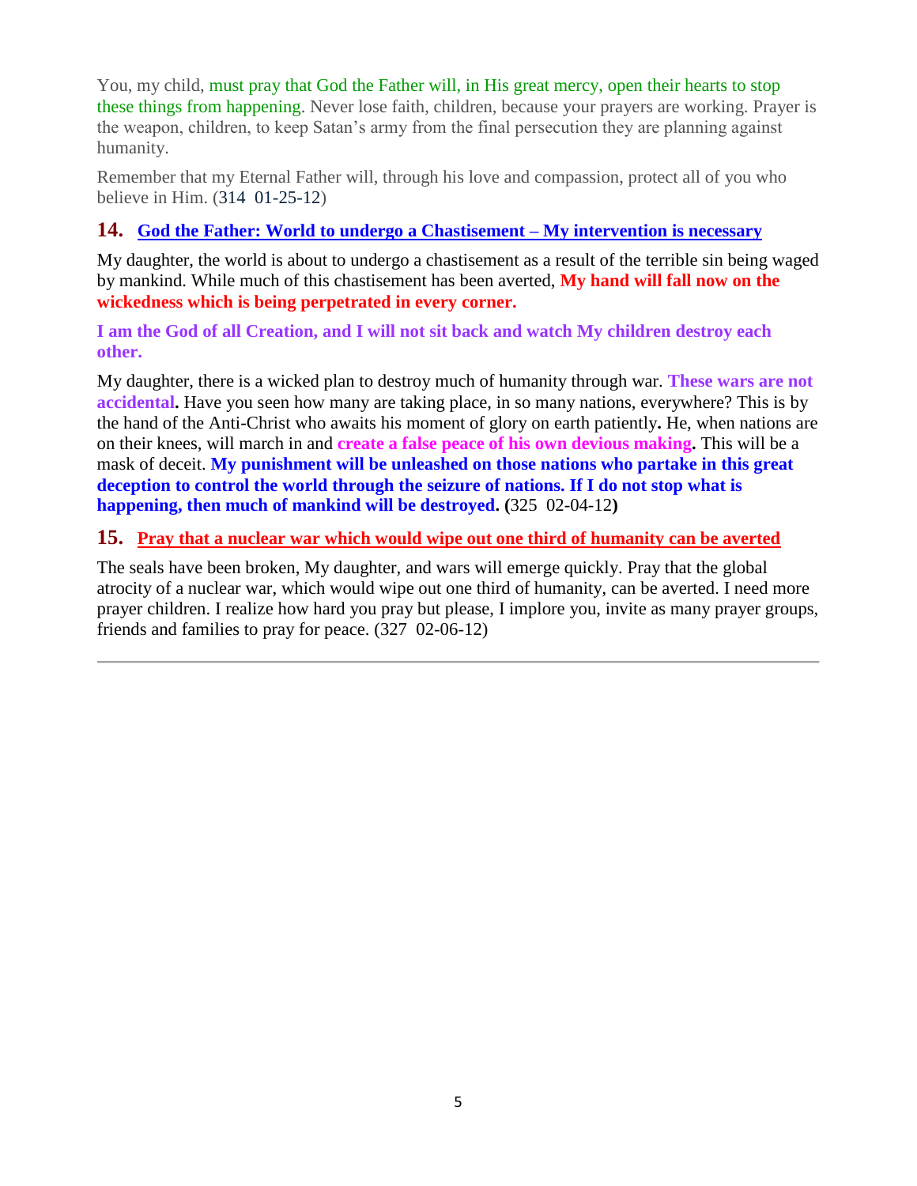You, my child, must pray that God the Father will, in His great mercy, open their hearts to stop these things from happening. Never lose faith, children, because your prayers are working. Prayer is the weapon, children, to keep Satan's army from the final persecution they are planning against humanity.

Remember that my Eternal Father will, through his love and compassion, protect all of you who believe in Him. (314 01-25-12)

## 14. God the Father: World to undergo a Chastisement – My intervention is necessary

My daughter, the world is about to undergo a chastisement as a result of the terrible sin being waged by mankind. While much of this chastisement has been averted, **My hand will fall now on the wickedness which is being perpetrated in every corner.**

**I am the God of all Creation, and I will not sit back and watch My children destroy each other.**

My daughter, there is a wicked plan to destroy much of humanity through war. **These wars are not accidental.** Have you seen how many are taking place, in so many nations, everywhere? This is by the hand of the Anti-Christ who awaits his moment of glory on earth patiently**.** He, when nations are on their knees, will march in and **create a false peace of his own devious making.** This will be a mask of deceit. **My punishment will be unleashed on those nations who partake in this great deception to control the world through the seizure of nations. If I do not stop what is happening, then much of mankind will be destroyed. (**325 02-04-12**)**

## 15. Pray that a nuclear war which would wipe out one third of humanity can be averted

The seals have been broken, My daughter, and wars will emerge quickly. Pray that the global atrocity of a nuclear war, which would wipe out one third of humanity, can be averted. I need more prayer children. I realize how hard you pray but please, I implore you, invite as many prayer groups, friends and families to pray for peace. (327 02-06-12)

---